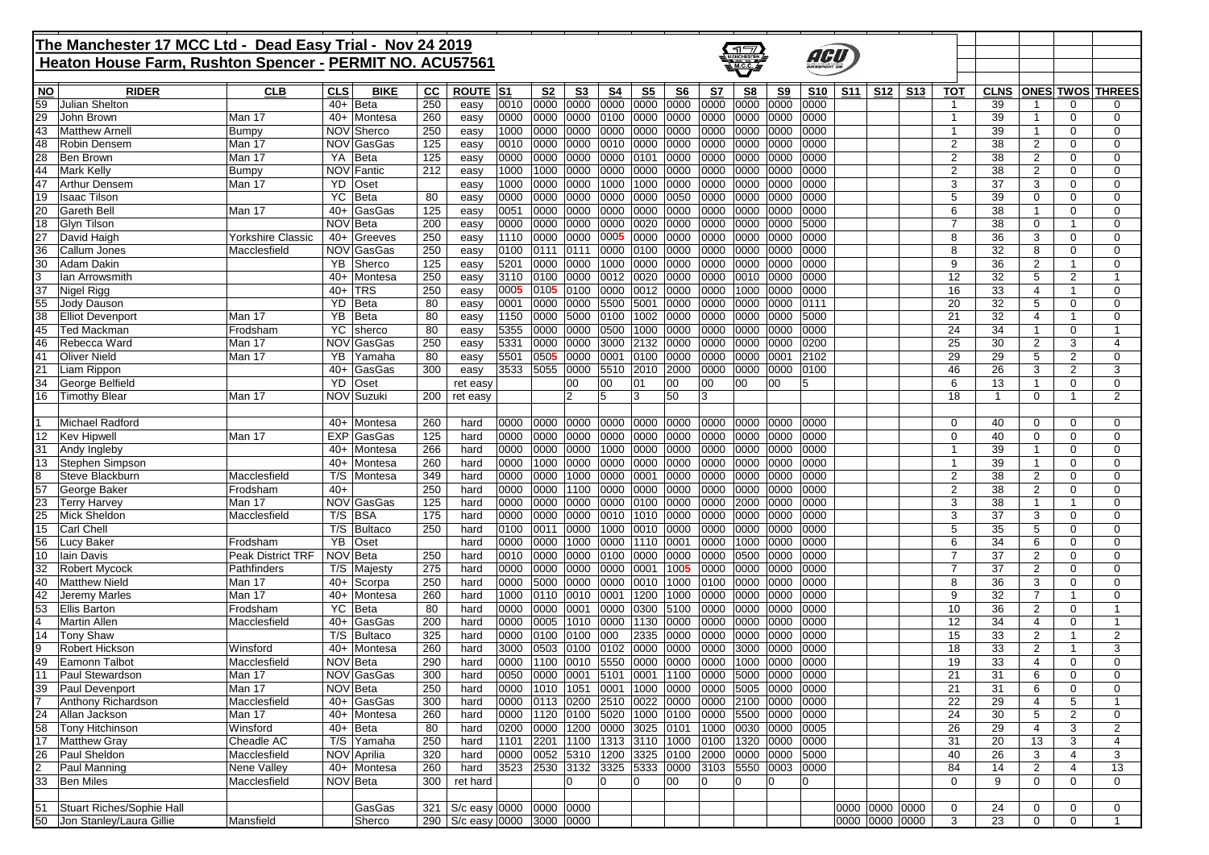# The Manchester 17 MCC Ltd - Dead Easy Trial - Nov 24 2019

## Heaton House Farm, Rushton Spencer - PERMIT NO. ACU57561

| NO | RIDER | CLB | CLS | BIKE | CC | ROUTE | S1 | S2 | S3 | S4 | S5 | S6 | S7 | S8 | S9 | S10 | S11 | S12 | S13 | TOT | CLNS | ONES | TWOS | THREES |
|---|---|---|---|---|---|---|---|---|---|---|---|---|---|---|---|---|---|---|---|---|---|---|---|---|
| 59 | Julian Shelton | | 40+ | Beta | 250 | easy | 0010 | 0000 | 0000 | 0000 | 0000 | 0000 | 0000 | 0000 | 0000 | 0000 | | | | 1 | 39 | 1 | 0 | 0 |
| 29 | John Brown | Man 17 | 40+ | Montesa | 260 | easy | 0000 | 0000 | 0000 | 0100 | 0000 | 0000 | 0000 | 0000 | 0000 | 0000 | | | | 1 | 39 | 1 | 0 | 0 |
| 43 | Matthew Arnell | Bumpy | NOV | Sherco | 250 | easy | 1000 | 0000 | 0000 | 0000 | 0000 | 0000 | 0000 | 0000 | 0000 | 0000 | | | | 1 | 39 | 1 | 0 | 0 |
| 48 | Robin Densem | Man 17 | NOV | GasGas | 125 | easy | 0010 | 0000 | 0000 | 0010 | 0000 | 0000 | 0000 | 0000 | 0000 | 0000 | | | | 2 | 38 | 2 | 0 | 0 |
| 28 | Ben Brown | Man 17 | YA | Beta | 125 | easy | 0000 | 0000 | 0000 | 0000 | 0101 | 0000 | 0000 | 0000 | 0000 | 0000 | | | | 2 | 38 | 2 | 0 | 0 |
| 44 | Mark Kelly | Bumpy | NOV | Fantic | 212 | easy | 1000 | 1000 | 0000 | 0000 | 0000 | 0000 | 0000 | 0000 | 0000 | 0000 | | | | 2 | 38 | 2 | 0 | 0 |
| 47 | Arthur Densem | Man 17 | YD | Oset | | easy | 1000 | 0000 | 0000 | 1000 | 1000 | 0000 | 0000 | 0000 | 0000 | 0000 | | | | 3 | 37 | 3 | 0 | 0 |
| 19 | Isaac Tilson | | YC | Beta | 80 | easy | 0000 | 0000 | 0000 | 0000 | 0000 | 0050 | 0000 | 0000 | 0000 | 0000 | | | | 5 | 39 | 0 | 0 | 0 |
| 20 | Gareth Bell | Man 17 | 40+ | GasGas | 125 | easy | 0051 | 0000 | 0000 | 0000 | 0000 | 0000 | 0000 | 0000 | 0000 | 0000 | | | | 6 | 38 | 1 | 0 | 0 |
| 18 | Glyn Tilson | | NOV | Beta | 200 | easy | 0000 | 0000 | 0000 | 0000 | 0020 | 0000 | 0000 | 0000 | 0000 | 5000 | | | | 7 | 38 | 0 | 1 | 0 |
| 27 | David Haigh | Yorkshire Classic | 40+ | Greeves | 250 | easy | 1110 | 0000 | 0000 | 0005 | 0000 | 0000 | 0000 | 0000 | 0000 | 0000 | | | | 8 | 36 | 3 | 0 | 0 |
| 36 | Callum Jones | Macclesfield | NOV | GasGas | 250 | easy | 0100 | 0111 | 0111 | 0000 | 0100 | 0000 | 0000 | 0000 | 0000 | 0000 | | | | 8 | 32 | 8 | 0 | 0 |
| 30 | Adam Dakin | | YB | Sherco | 125 | easy | 5201 | 0000 | 0000 | 1000 | 0000 | 0000 | 0000 | 0000 | 0000 | 0000 | | | | 9 | 36 | 2 | 1 | 0 |
| 3 | Ian Arrowsmith | | 40+ | Montesa | 250 | easy | 3110 | 0100 | 0000 | 0012 | 0020 | 0000 | 0000 | 0010 | 0000 | 0000 | | | | 12 | 32 | 5 | 2 | 1 |
| 37 | Nigel Rigg | | 40+ | TRS | 250 | easy | 0005 | 0105 | 0100 | 0000 | 0012 | 0000 | 0000 | 1000 | 0000 | 0000 | | | | 16 | 33 | 4 | 1 | 0 |
| 55 | Jody Dauson | | YD | Beta | 80 | easy | 0001 | 0000 | 0000 | 5500 | 5001 | 0000 | 0000 | 0000 | 0000 | 0111 | | | | 20 | 32 | 5 | 0 | 0 |
| 38 | Elliot Devenport | Man 17 | YB | Beta | 80 | easy | 1150 | 0000 | 5000 | 0100 | 1002 | 0000 | 0000 | 0000 | 0000 | 5000 | | | | 21 | 32 | 4 | 1 | 0 |
| 45 | Ted Mackman | Frodsham | YC | sherco | 80 | easy | 5355 | 0000 | 0000 | 0500 | 1000 | 0000 | 0000 | 0000 | 0000 | 0000 | | | | 24 | 34 | 1 | 0 | 1 |
| 46 | Rebecca Ward | Man 17 | NOV | GasGas | 250 | easy | 5331 | 0000 | 0000 | 3000 | 2132 | 0000 | 0000 | 0000 | 0000 | 0200 | | | | 25 | 30 | 2 | 3 | 4 |
| 41 | Oliver Nield | Man 17 | YB | Yamaha | 80 | easy | 5501 | 0505 | 0000 | 0001 | 0100 | 0000 | 0000 | 0000 | 0001 | 2102 | | | | 29 | 29 | 5 | 2 | 0 |
| 21 | Liam Rippon | | 40+ | GasGas | 300 | easy | 3533 | 5055 | 0000 | 5510 | 2010 | 2000 | 0000 | 0000 | 0000 | 0100 | | | | 46 | 26 | 3 | 2 | 3 |
| 34 | George Belfield | | YD | Oset | | ret easy | | | 00 | 00 | 01 | 00 | 00 | 00 | 00 | 5 | | | | 6 | 13 | 1 | 0 | 0 |
| 16 | Timothy Blear | Man 17 | NOV | Suzuki | 200 | ret easy | | | 2 | 5 | 3 | 50 | 3 | | | | | | | 18 | 1 | 0 | 1 | 2 |
| | | | | | | | | | | | | | | | | | | | | | | | | |
| 1 | Michael Radford | | 40+ | Montesa | 260 | hard | 0000 | 0000 | 0000 | 0000 | 0000 | 0000 | 0000 | 0000 | 0000 | 0000 | | | | 0 | 40 | 0 | 0 | 0 |
| 12 | Kev Hipwell | Man 17 | EXP | GasGas | 125 | hard | 0000 | 0000 | 0000 | 0000 | 0000 | 0000 | 0000 | 0000 | 0000 | 0000 | | | | 0 | 40 | 0 | 0 | 0 |
| 31 | Andy Ingleby | | 40+ | Montesa | 266 | hard | 0000 | 0000 | 0000 | 1000 | 0000 | 0000 | 0000 | 0000 | 0000 | 0000 | | | | 1 | 39 | 1 | 0 | 0 |
| 13 | Stephen Simpson | | 40+ | Montesa | 260 | hard | 0000 | 1000 | 0000 | 0000 | 0000 | 0000 | 0000 | 0000 | 0000 | 0000 | | | | 1 | 39 | 1 | 0 | 0 |
| 8 | Steve Blackburn | Macclesfield | T/S | Montesa | 349 | hard | 0000 | 0000 | 1000 | 0000 | 0001 | 0000 | 0000 | 0000 | 0000 | 0000 | | | | 2 | 38 | 2 | 0 | 0 |
| 57 | George Baker | Frodsham | 40+ | | 250 | hard | 0000 | 0000 | 1100 | 0000 | 0000 | 0000 | 0000 | 0000 | 0000 | 0000 | | | | 2 | 38 | 2 | 0 | 0 |
| 23 | Terry Harvey | Man 17 | NOV | GasGas | 125 | hard | 0000 | 0000 | 0000 | 0000 | 0100 | 0000 | 0000 | 2000 | 0000 | 0000 | | | | 3 | 38 | 1 | 1 | 0 |
| 25 | Mick Sheldon | Macclesfield | T/S | BSA | 175 | hard | 0000 | 0000 | 0000 | 0010 | 1010 | 0000 | 0000 | 0000 | 0000 | 0000 | | | | 3 | 37 | 3 | 0 | 0 |
| 15 | Carl Chell | | T/S | Bultaco | 250 | hard | 0100 | 0011 | 0000 | 1000 | 0010 | 0000 | 0000 | 0000 | 0000 | 0000 | | | | 5 | 35 | 5 | 0 | 0 |
| 56 | Lucy Baker | Frodsham | YB | Oset | | hard | 0000 | 0000 | 1000 | 0000 | 1110 | 0001 | 0000 | 1000 | 0000 | 0000 | | | | 6 | 34 | 6 | 0 | 0 |
| 10 | Iain Davis | Peak District TRF | NOV | Beta | 250 | hard | 0010 | 0000 | 0000 | 0100 | 0000 | 0000 | 0000 | 0500 | 0000 | 0000 | | | | 7 | 37 | 2 | 0 | 0 |
| 32 | Robert Mycock | Pathfinders | T/S | Majesty | 275 | hard | 0000 | 0000 | 0000 | 0000 | 0001 | 1005 | 0000 | 0000 | 0000 | 0000 | | | | 7 | 37 | 2 | 0 | 0 |
| 40 | Matthew Nield | Man 17 | 40+ | Scorpa | 250 | hard | 0000 | 5000 | 0000 | 0000 | 0010 | 1000 | 0100 | 0000 | 0000 | 0000 | | | | 8 | 36 | 3 | 0 | 0 |
| 42 | Jeremy Marles | Man 17 | 40+ | Montesa | 260 | hard | 1000 | 0110 | 0010 | 0001 | 1200 | 1000 | 0000 | 0000 | 0000 | 0000 | | | | 9 | 32 | 7 | 1 | 0 |
| 53 | Ellis Barton | Frodsham | YC | Beta | 80 | hard | 0000 | 0000 | 0001 | 0000 | 0300 | 5100 | 0000 | 0000 | 0000 | 0000 | | | | 10 | 36 | 2 | 0 | 1 |
| 4 | Martin Allen | Macclesfield | 40+ | GasGas | 200 | hard | 0000 | 0005 | 1010 | 0000 | 1130 | 0000 | 0000 | 0000 | 0000 | 0000 | | | | 12 | 34 | 4 | 0 | 1 |
| 14 | Tony Shaw | | T/S | Bultaco | 325 | hard | 0000 | 0100 | 0100 | 000 | 2335 | 0000 | 0000 | 0000 | 0000 | 0000 | | | | 15 | 33 | 2 | 1 | 2 |
| 9 | Robert Hickson | Winsford | 40+ | Montesa | 260 | hard | 3000 | 0503 | 0100 | 0102 | 0000 | 0000 | 0000 | 3000 | 0000 | 0000 | | | | 18 | 33 | 2 | 1 | 3 |
| 49 | Eamonn Talbot | Macclesfield | NOV | Beta | 290 | hard | 0000 | 1100 | 0010 | 5550 | 0000 | 0000 | 0000 | 1000 | 0000 | 0000 | | | | 19 | 33 | 4 | 0 | 0 |
| 11 | Paul Stewardson | Man 17 | NOV | GasGas | 300 | hard | 0050 | 0000 | 0001 | 5101 | 0001 | 1100 | 0000 | 5000 | 0000 | 0000 | | | | 21 | 31 | 6 | 0 | 0 |
| 39 | Paul Devenport | Man 17 | NOV | Beta | 250 | hard | 0000 | 1010 | 1051 | 0001 | 1000 | 0000 | 0000 | 5005 | 0000 | 0000 | | | | 21 | 31 | 6 | 0 | 0 |
| 7 | Anthony Richardson | Macclesfield | 40+ | GasGas | 300 | hard | 0000 | 0113 | 0200 | 2510 | 0022 | 0000 | 0000 | 2100 | 0000 | 0000 | | | | 22 | 29 | 4 | 5 | 1 |
| 24 | Allan Jackson | Man 17 | 40+ | Montesa | 260 | hard | 0000 | 1120 | 0100 | 5020 | 1000 | 0100 | 0000 | 5500 | 0000 | 0000 | | | | 24 | 30 | 5 | 2 | 0 |
| 58 | Tony Hitchinson | Winsford | 40+ | Beta | 80 | hard | 0200 | 0000 | 1200 | 0000 | 3025 | 0101 | 1000 | 0030 | 0000 | 0005 | | | | 26 | 29 | 4 | 3 | 2 |
| 17 | Matthew Gray | Cheadle AC | T/S | Yamaha | 250 | hard | 1101 | 2201 | 1100 | 1313 | 3110 | 1000 | 0100 | 1320 | 0000 | 0000 | | | | 31 | 20 | 13 | 3 | 4 |
| 26 | Paul Sheldon | Macclesfield | NOV | Aprilia | 320 | hard | 0000 | 0052 | 5310 | 1200 | 3325 | 0100 | 2000 | 0000 | 0000 | 5000 | | | | 40 | 26 | 3 | 4 | 3 |
| 2 | Paul Manning | Nene Valley | 40+ | Montesa | 260 | hard | 3523 | 2530 | 3132 | 3325 | 5333 | 0000 | 3103 | 5550 | 0003 | 0000 | | | | 84 | 14 | 2 | 4 | 13 |
| 33 | Ben Miles | Macclesfield | NOV | Beta | 300 | ret hard | | | 0 | 0 | 0 | 00 | 0 | 0 | 0 | 0 | | | | 0 | 9 | 0 | 0 | 0 |
| | | | | | | | | | | | | | | | | | | | | | | | | |
| 51 | Stuart Riches/Sophie Hall | | | GasGas | 321 | S/c easy | 0000 | 0000 | 0000 | | | | | | | | 0000 | 0000 | 0000 | 0 | 24 | 0 | 0 | 0 |
| 50 | Jon Stanley/Laura Gillie | Mansfield | | Sherco | 290 | S/c easy | 0000 | 3000 | 0000 | | | | | | | | 0000 | 0000 | 0000 | 3 | 23 | 0 | 0 | 1 |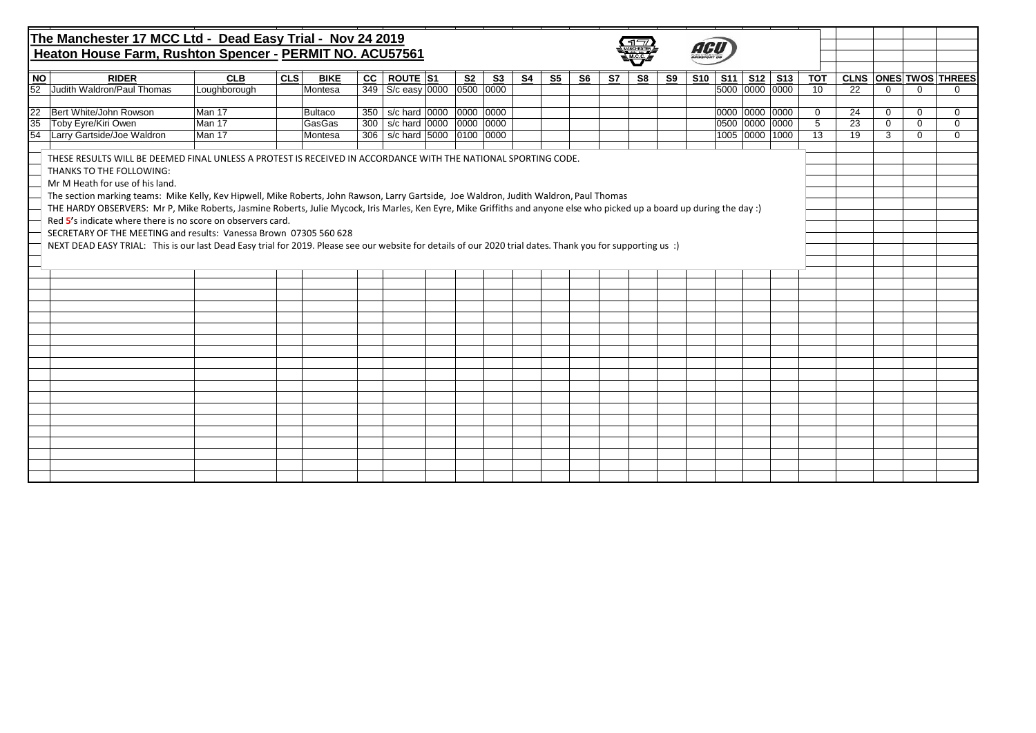# The Manchester 17 MCC Ltd - Dead Easy Trial - Nov 24 2019

## Heaton House Farm, Rushton Spencer - PERMIT NO. ACU57561

| NO | RIDER | CLB | CLS | BIKE | CC | ROUTE | S1 | S2 | S3 | S4 | S5 | S6 | S7 | S8 | S9 | S10 | S11 | S12 | S13 | TOT | CLNS | ONES | TWOS | THREES |
|---|---|---|---|---|---|---|---|---|---|---|---|---|---|---|---|---|---|---|---|---|---|---|---|---|
| 52 | Judith Waldron/Paul Thomas | Loughborough | | Montesa | 349 | S/c easy | 0000 | 0500 | 0000 | | | | | | | | 5000 | 0000 | 0000 | 10 | 22 | 0 | 0 | 0 |
| 22 | Bert White/John Rowson | Man 17 | | Bultaco | 350 | s/c hard | 0000 | 0000 | 0000 | | | | | | | | 0000 | 0000 | 0000 | 0 | 24 | 0 | 0 | 0 |
| 35 | Toby Eyre/Kiri Owen | Man 17 | | GasGas | 300 | s/c hard | 0000 | 0000 | 0000 | | | | | | | | 0500 | 0000 | 0000 | 5 | 23 | 0 | 0 | 0 |
| 54 | Larry Gartside/Joe Waldron | Man 17 | | Montesa | 306 | s/c hard | 5000 | 0100 | 0000 | | | | | | | | 1005 | 0000 | 1000 | 13 | 19 | 3 | 0 | 0 |

THESE RESULTS WILL BE DEEMED FINAL UNLESS A PROTEST IS RECEIVED IN ACCORDANCE WITH THE NATIONAL SPORTING CODE.

THANKS TO THE FOLLOWING:

Mr M Heath for use of his land.

The section marking teams: Mike Kelly, Kev Hipwell, Mike Roberts, John Rawson, Larry Gartside, Joe Waldron, Judith Waldron, Paul Thomas

THE HARDY OBSERVERS: Mr P, Mike Roberts, Jasmine Roberts, Julie Mycock, Iris Marles, Ken Eyre, Mike Griffiths and anyone else who picked up a board up during the day :)

Red **5'**s indicate where there is no score on observers card.

SECRETARY OF THE MEETING and results: Vanessa Brown 07305 560 628

NEXT DEAD EASY TRIAL: This is our last Dead Easy trial for 2019. Please see our website for details of our 2020 trial dates. Thank you for supporting us :)